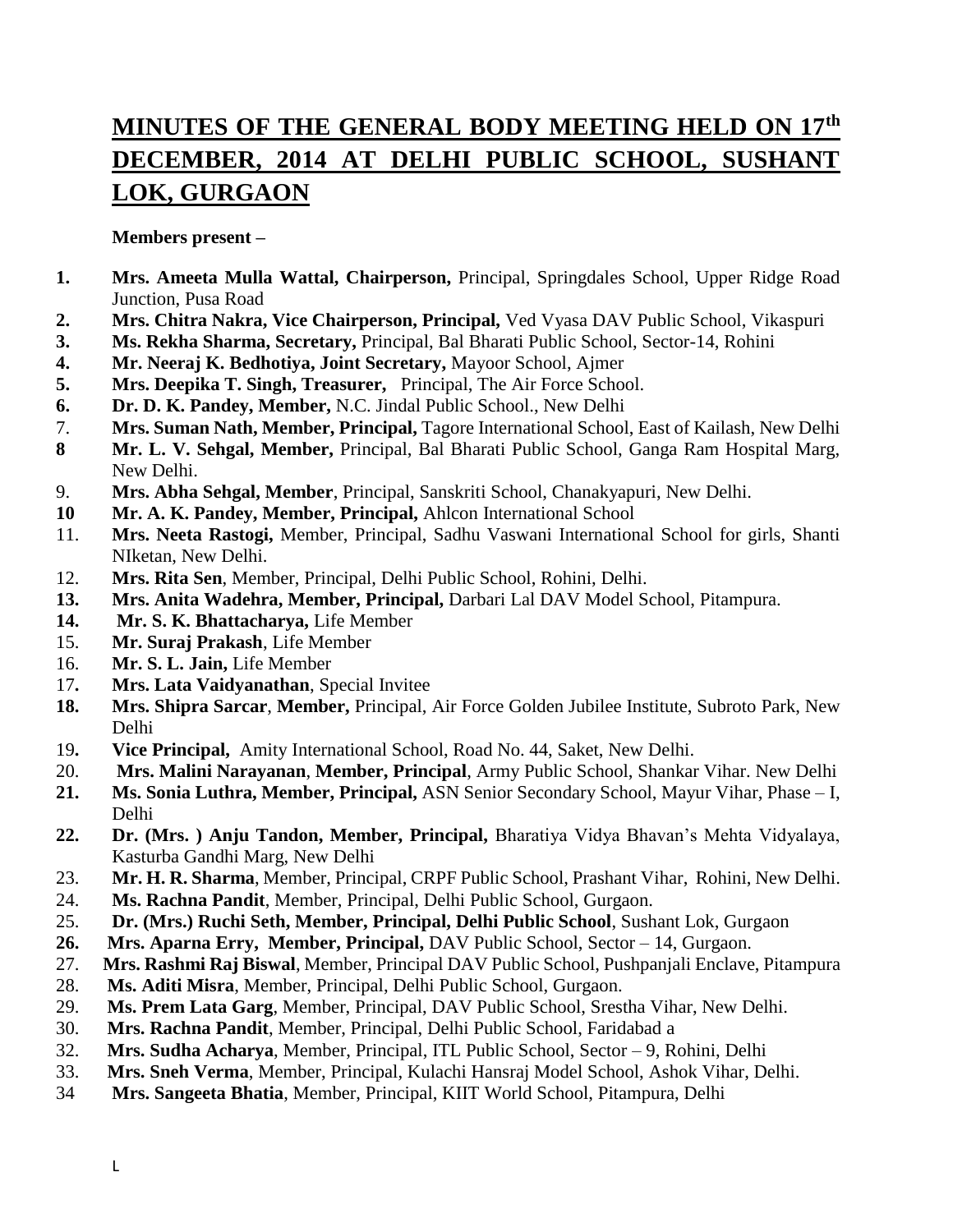# MINUTES OF THE GENERAL BODY MEETING HELD ON 17th DECEMBER, 2014 AT DELHI PUBLIC SCHOOL, SUSHANT LOK, GURGAON

**Members present –**

1. **Mrs. Ameeta Mulla Wattal, Chairperson,** Principal, Springdales School, Upper Ridge Road Junction, Pusa Road
2. **Mrs. Chitra Nakra, Vice Chairperson, Principal,** Ved Vyasa DAV Public School, Vikaspuri
3. **Ms. Rekha Sharma, Secretary,** Principal, Bal Bharati Public School, Sector-14, Rohini
4. **Mr. Neeraj K. Bedhotiya, Joint Secretary,** Mayoor School, Ajmer
5. **Mrs. Deepika T. Singh, Treasurer,** Principal, The Air Force School.
6. **Dr. D. K. Pandey, Member,** N.C. Jindal Public School., New Delhi
7. **Mrs. Suman Nath, Member, Principal,** Tagore International School, East of Kailash, New Delhi
8. **Mr. L. V. Sehgal, Member,** Principal, Bal Bharati Public School, Ganga Ram Hospital Marg, New Delhi.
9. **Mrs. Abha Sehgal, Member**, Principal, Sanskriti School, Chanakyapuri, New Delhi.
10. **Mr. A. K. Pandey, Member, Principal,** Ahlcon International School
11. **Mrs. Neeta Rastogi,** Member, Principal, Sadhu Vaswani International School for girls, Shanti NIketan, New Delhi.
12. **Mrs. Rita Sen**, Member, Principal, Delhi Public School, Rohini, Delhi.
13. **Mrs. Anita Wadehra, Member, Principal,** Darbari Lal DAV Model School, Pitampura.
14. **Mr. S. K. Bhattacharya,** Life Member
15. **Mr. Suraj Prakash**, Life Member
16. **Mr. S. L. Jain,** Life Member
17. **Mrs. Lata Vaidyanathan**, Special Invitee
18. **Mrs. Shipra Sarcar**, **Member,** Principal, Air Force Golden Jubilee Institute, Subroto Park, New Delhi
19. **Vice Principal,** Amity International School, Road No. 44, Saket, New Delhi.
20. **Mrs. Malini Narayanan**, **Member, Principal**, Army Public School, Shankar Vihar. New Delhi
21. **Ms. Sonia Luthra, Member, Principal,** ASN Senior Secondary School, Mayur Vihar, Phase – I, Delhi
22. **Dr. (Mrs. ) Anju Tandon, Member, Principal,** Bharatiya Vidya Bhavan's Mehta Vidyalaya, Kasturba Gandhi Marg, New Delhi
23. **Mr. H. R. Sharma**, Member, Principal, CRPF Public School, Prashant Vihar, Rohini, New Delhi.
24. **Ms. Rachna Pandit**, Member, Principal, Delhi Public School, Gurgaon.
25. **Dr. (Mrs.) Ruchi Seth, Member, Principal, Delhi Public School**, Sushant Lok, Gurgaon
26. **Mrs. Aparna Erry, Member, Principal,** DAV Public School, Sector – 14, Gurgaon.
27. **Mrs. Rashmi Raj Biswal**, Member, Principal DAV Public School, Pushpanjali Enclave, Pitampura
28. **Ms. Aditi Misra**, Member, Principal, Delhi Public School, Gurgaon.
29. **Ms. Prem Lata Garg**, Member, Principal, DAV Public School, Srestha Vihar, New Delhi.
30. **Mrs. Rachna Pandit**, Member, Principal, Delhi Public School, Faridabad a

32. **Mrs. Sudha Acharya**, Member, Principal, ITL Public School, Sector – 9, Rohini, Delhi
33. **Mrs. Sneh Verma**, Member, Principal, Kulachi Hansraj Model School, Ashok Vihar, Delhi.
34. **Mrs. Sangeeta Bhatia**, Member, Principal, KIIT World School, Pitampura, Delhi

L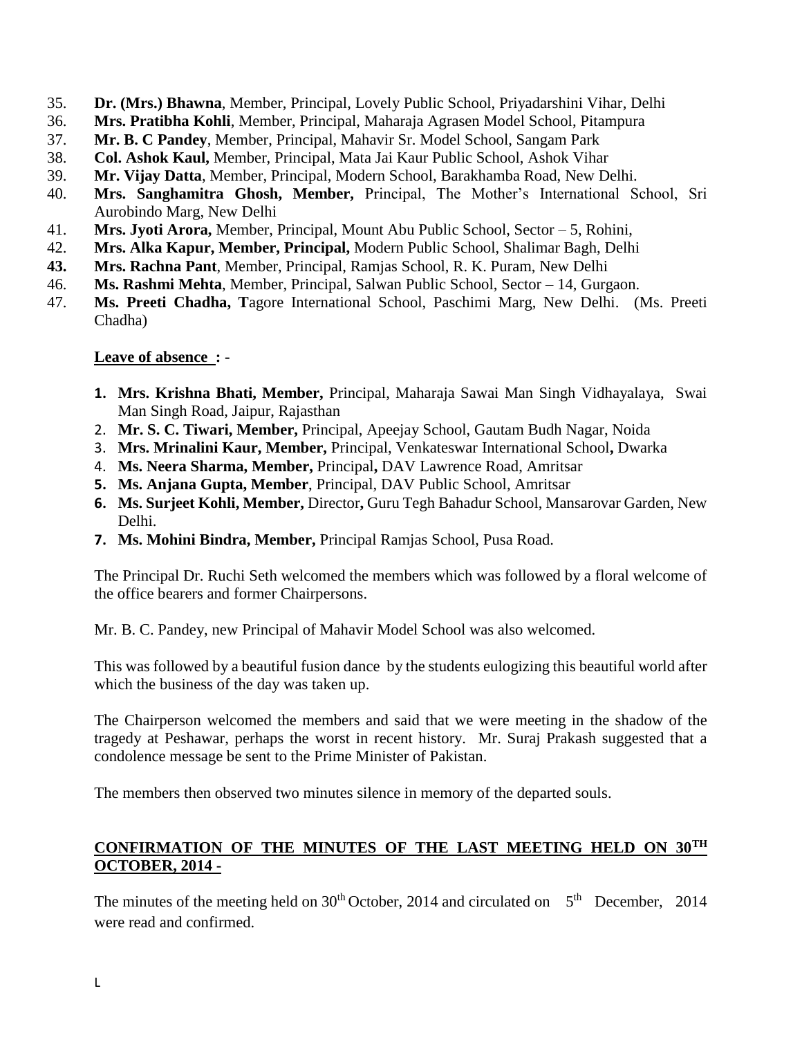35. **Dr. (Mrs.) Bhawna**, Member, Principal, Lovely Public School, Priyadarshini Vihar, Delhi
36. **Mrs. Pratibha Kohli**, Member, Principal, Maharaja Agrasen Model School, Pitampura
37. **Mr. B. C Pandey**, Member, Principal, Mahavir Sr. Model School, Sangam Park
38. **Col. Ashok Kaul,** Member, Principal, Mata Jai Kaur Public School, Ashok Vihar
39. **Mr. Vijay Datta**, Member, Principal, Modern School, Barakhamba Road, New Delhi.
40. **Mrs. Sanghamitra Ghosh, Member,** Principal, The Mother's International School, Sri Aurobindo Marg, New Delhi
41. **Mrs. Jyoti Arora,** Member, Principal, Mount Abu Public School, Sector – 5, Rohini,
42. **Mrs. Alka Kapur, Member, Principal,** Modern Public School, Shalimar Bagh, Delhi
**43.** **Mrs. Rachna Pant**, Member, Principal, Ramjas School, R. K. Puram, New Delhi
46. **Ms. Rashmi Mehta**, Member, Principal, Salwan Public School, Sector – 14, Gurgaon.
47. **Ms. Preeti Chadha, T**agore International School, Paschimi Marg, New Delhi. (Ms. Preeti Chadha)

**Leave of absence : -**

1. **Mrs. Krishna Bhati, Member,** Principal, Maharaja Sawai Man Singh Vidhayalaya, Swai Man Singh Road, Jaipur, Rajasthan
2. **Mr. S. C. Tiwari, Member,** Principal, Apeejay School, Gautam Budh Nagar, Noida
3. **Mrs. Mrinalini Kaur, Member,** Principal, Venkateswar International School**,** Dwarka
4. **Ms. Neera Sharma, Member,** Principal**,** DAV Lawrence Road, Amritsar
5. **Ms. Anjana Gupta, Member**, Principal, DAV Public School, Amritsar
6. **Ms. Surjeet Kohli, Member,** Director**,** Guru Tegh Bahadur School, Mansarovar Garden, New Delhi.
7. **Ms. Mohini Bindra, Member,** Principal Ramjas School, Pusa Road.

The Principal Dr. Ruchi Seth welcomed the members which was followed by a floral welcome of the office bearers and former Chairpersons.

Mr. B. C. Pandey, new Principal of Mahavir Model School was also welcomed.

This was followed by a beautiful fusion dance by the students eulogizing this beautiful world after which the business of the day was taken up.

The Chairperson welcomed the members and said that we were meeting in the shadow of the tragedy at Peshawar, perhaps the worst in recent history. Mr. Suraj Prakash suggested that a condolence message be sent to the Prime Minister of Pakistan.

The members then observed two minutes silence in memory of the departed souls.

## CONFIRMATION OF THE MINUTES OF THE LAST MEETING HELD ON 30TH OCTOBER, 2014 -

The minutes of the meeting held on 30th October, 2014 and circulated on 5th December, 2014 were read and confirmed.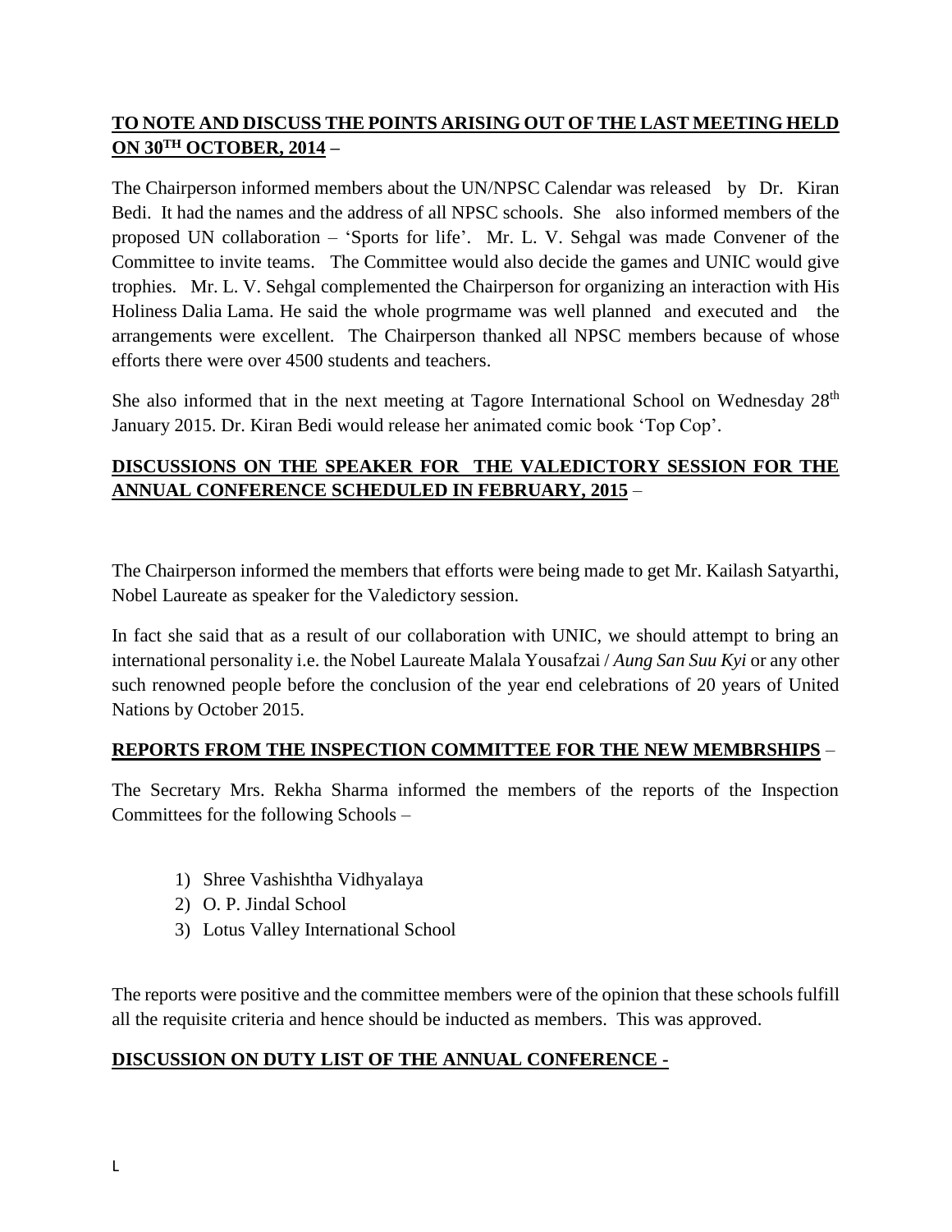**TO NOTE AND DISCUSS THE POINTS ARISING OUT OF THE LAST MEETING HELD ON 30TH OCTOBER, 2014 –**

The Chairperson informed members about the UN/NPSC Calendar was released by Dr. Kiran Bedi. It had the names and the address of all NPSC schools. She also informed members of the proposed UN collaboration – 'Sports for life'. Mr. L. V. Sehgal was made Convener of the Committee to invite teams. The Committee would also decide the games and UNIC would give trophies. Mr. L. V. Sehgal complemented the Chairperson for organizing an interaction with His Holiness Dalia Lama. He said the whole progrmame was well planned and executed and the arrangements were excellent. The Chairperson thanked all NPSC members because of whose efforts there were over 4500 students and teachers.

She also informed that in the next meeting at Tagore International School on Wednesday 28th January 2015. Dr. Kiran Bedi would release her animated comic book 'Top Cop'.

**DISCUSSIONS ON THE SPEAKER FOR THE VALEDICTORY SESSION FOR THE ANNUAL CONFERENCE SCHEDULED IN FEBRUARY, 2015 –**

The Chairperson informed the members that efforts were being made to get Mr. Kailash Satyarthi, Nobel Laureate as speaker for the Valedictory session.

In fact she said that as a result of our collaboration with UNIC, we should attempt to bring an international personality i.e. the Nobel Laureate Malala Yousafzai / *Aung San Suu Kyi* or any other such renowned people before the conclusion of the year end celebrations of 20 years of United Nations by October 2015.

**REPORTS FROM THE INSPECTION COMMITTEE FOR THE NEW MEMBRSHIPS –**

The Secretary Mrs. Rekha Sharma informed the members of the reports of the Inspection Committees for the following Schools –

1) Shree Vashishtha Vidhyalaya
2) O. P. Jindal School
3) Lotus Valley International School

The reports were positive and the committee members were of the opinion that these schools fulfill all the requisite criteria and hence should be inducted as members. This was approved.

**DISCUSSION ON DUTY LIST OF THE ANNUAL CONFERENCE -**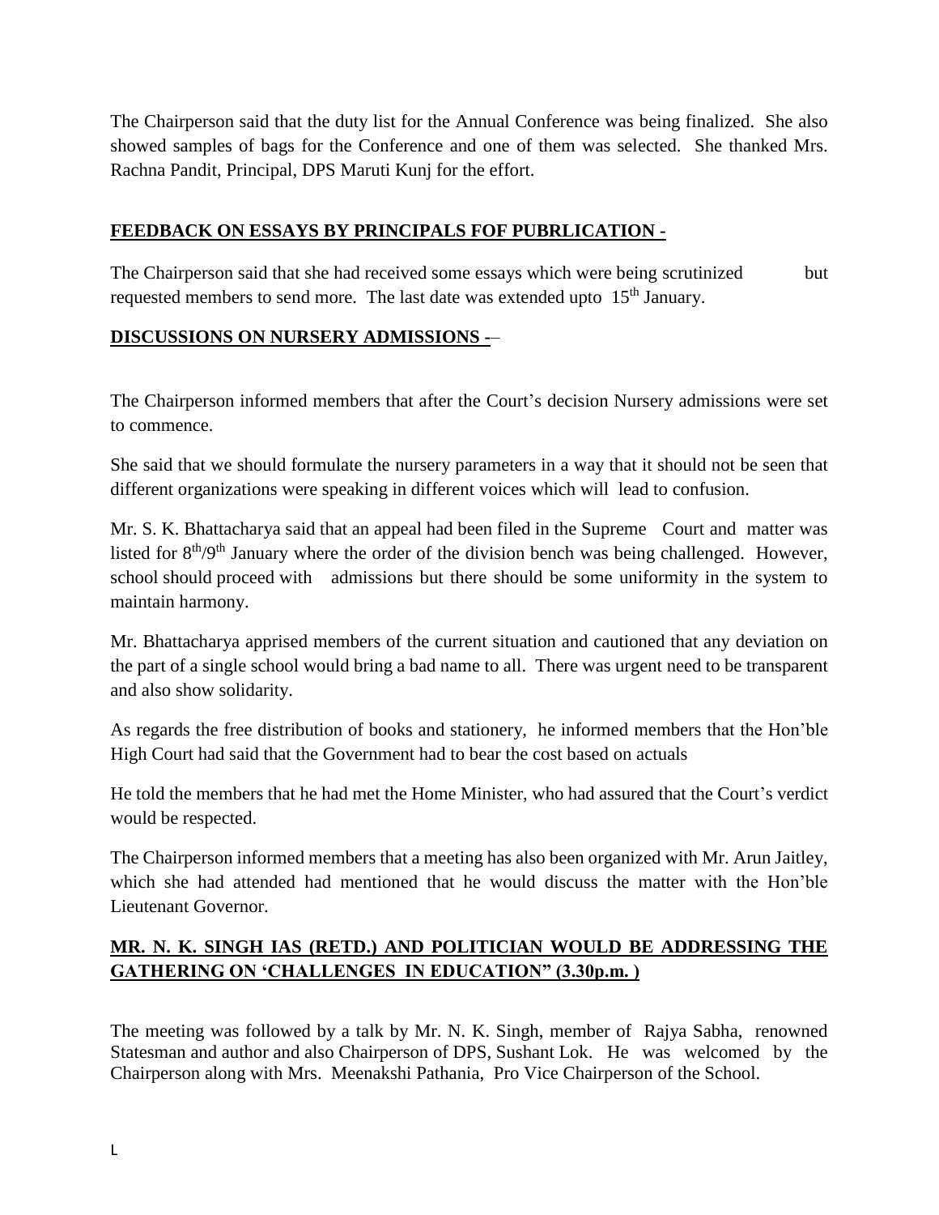The Chairperson said that the duty list for the Annual Conference was being finalized. She also showed samples of bags for the Conference and one of them was selected. She thanked Mrs. Rachna Pandit, Principal, DPS Maruti Kunj for the effort.

**FEEDBACK ON ESSAYS BY PRINCIPALS FOF PUBRLICATION -**

The Chairperson said that she had received some essays which were being scrutinized but requested members to send more. The last date was extended upto 15th January.

**DISCUSSIONS ON NURSERY ADMISSIONS -**–

The Chairperson informed members that after the Court's decision Nursery admissions were set to commence.

She said that we should formulate the nursery parameters in a way that it should not be seen that different organizations were speaking in different voices which will lead to confusion.

Mr. S. K. Bhattacharya said that an appeal had been filed in the Supreme Court and matter was listed for 8th/9th January where the order of the division bench was being challenged. However, school should proceed with admissions but there should be some uniformity in the system to maintain harmony.

Mr. Bhattacharya apprised members of the current situation and cautioned that any deviation on the part of a single school would bring a bad name to all. There was urgent need to be transparent and also show solidarity.

As regards the free distribution of books and stationery, he informed members that the Hon'ble High Court had said that the Government had to bear the cost based on actuals

He told the members that he had met the Home Minister, who had assured that the Court's verdict would be respected.

The Chairperson informed members that a meeting has also been organized with Mr. Arun Jaitley, which she had attended had mentioned that he would discuss the matter with the Hon'ble Lieutenant Governor.

**MR. N. K. SINGH IAS (RETD.) AND POLITICIAN WOULD BE ADDRESSING THE GATHERING ON 'CHALLENGES IN EDUCATION" (3.30p.m. )**

The meeting was followed by a talk by Mr. N. K. Singh, member of Rajya Sabha, renowned Statesman and author and also Chairperson of DPS, Sushant Lok. He was welcomed by the Chairperson along with Mrs. Meenakshi Pathania, Pro Vice Chairperson of the School.

L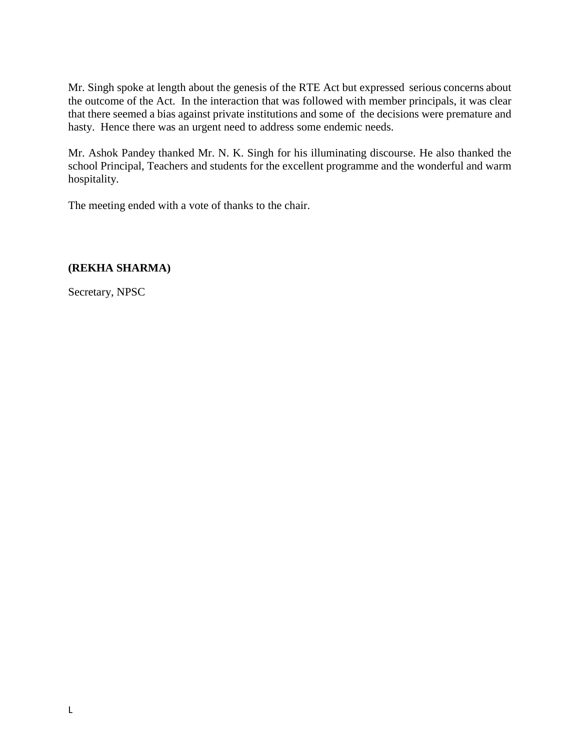Mr. Singh spoke at length about the genesis of the RTE Act but expressed serious concerns about the outcome of the Act. In the interaction that was followed with member principals, it was clear that there seemed a bias against private institutions and some of the decisions were premature and hasty. Hence there was an urgent need to address some endemic needs.

Mr. Ashok Pandey thanked Mr. N. K. Singh for his illuminating discourse. He also thanked the school Principal, Teachers and students for the excellent programme and the wonderful and warm hospitality.

The meeting ended with a vote of thanks to the chair.

**(REKHA SHARMA)**

Secretary, NPSC

L